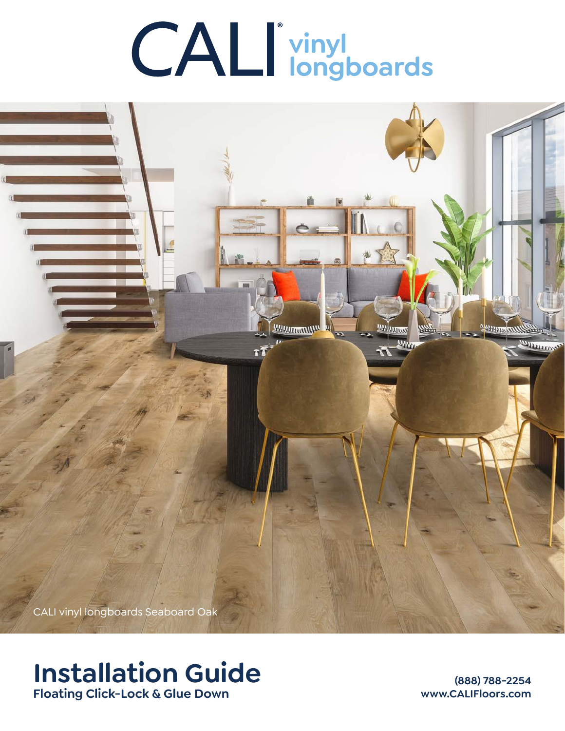# CALI® vinyl longboards

CALI vinyl longboards Seaboard Oak

## Installation Guide

**Floating Click-Lock & Glue Down**

**(888) 788-2254**
**www.CALIFloors.com**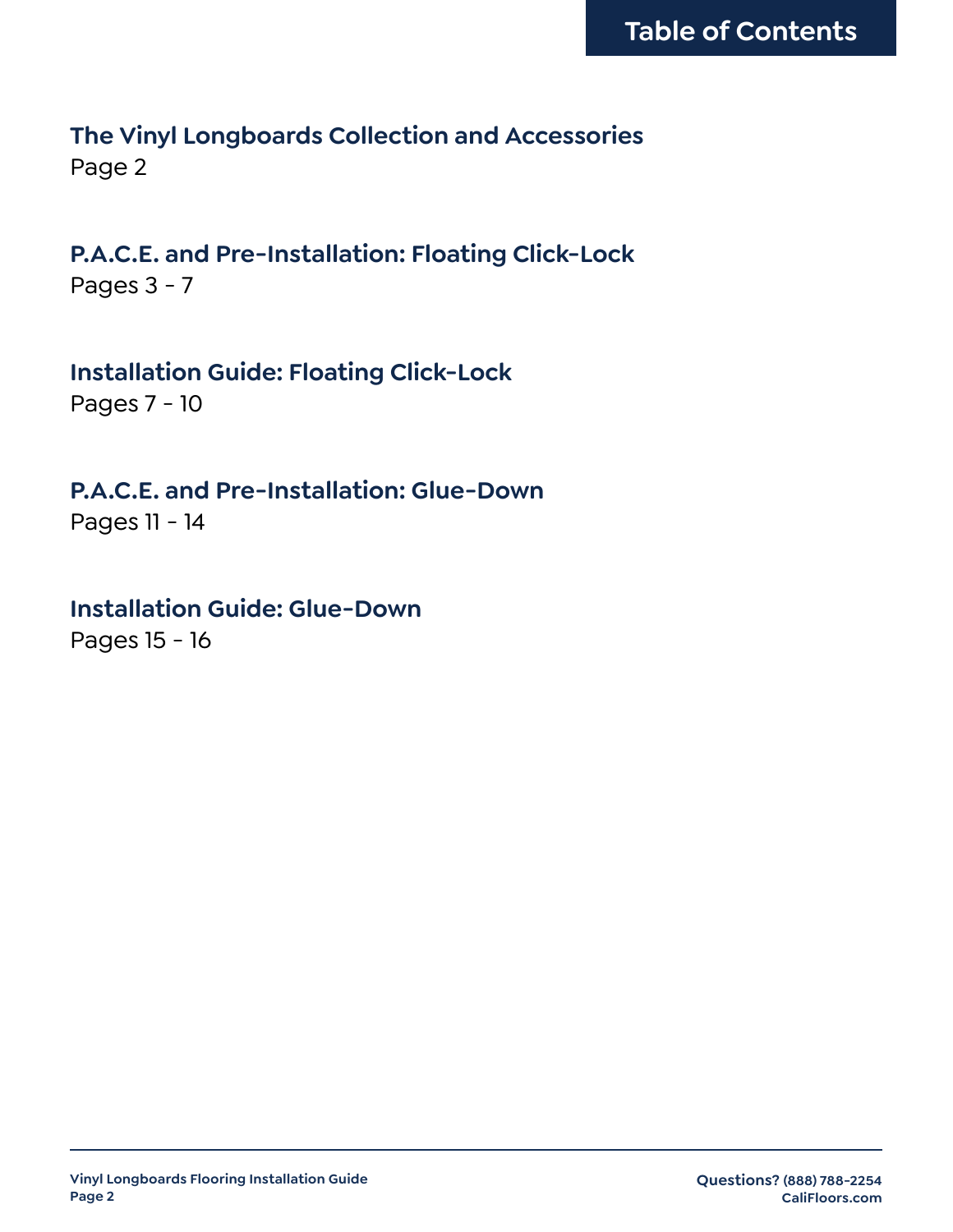# Table of Contents

**The Vinyl Longboards Collection and Accessories**
Page 2

**P.A.C.E. and Pre-Installation: Floating Click-Lock**
Pages 3 - 7

**Installation Guide: Floating Click-Lock**
Pages 7 - 10

**P.A.C.E. and Pre-Installation: Glue-Down**
Pages 11 - 14

**Installation Guide: Glue-Down**
Pages 15 - 16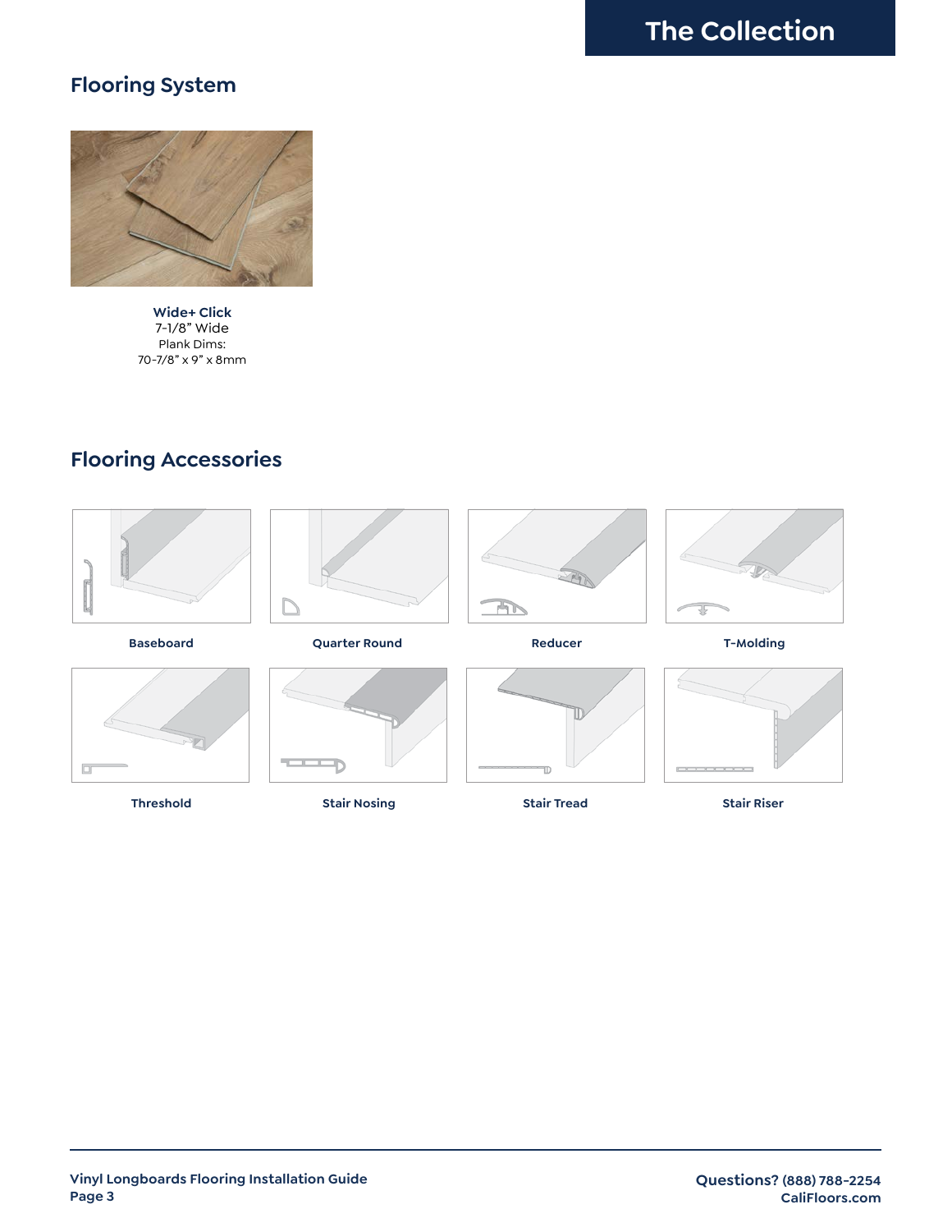# The Collection

## Flooring System

**Wide+ Click**
7-1/8" Wide
Plank Dims:
70-7/8" x 9" x 8mm

## Flooring Accessories

**Baseboard**

**Quarter Round**

**Reducer**

**T-Molding**

**Threshold**

**Stair Nosing**

**Stair Tread**

**Stair Riser**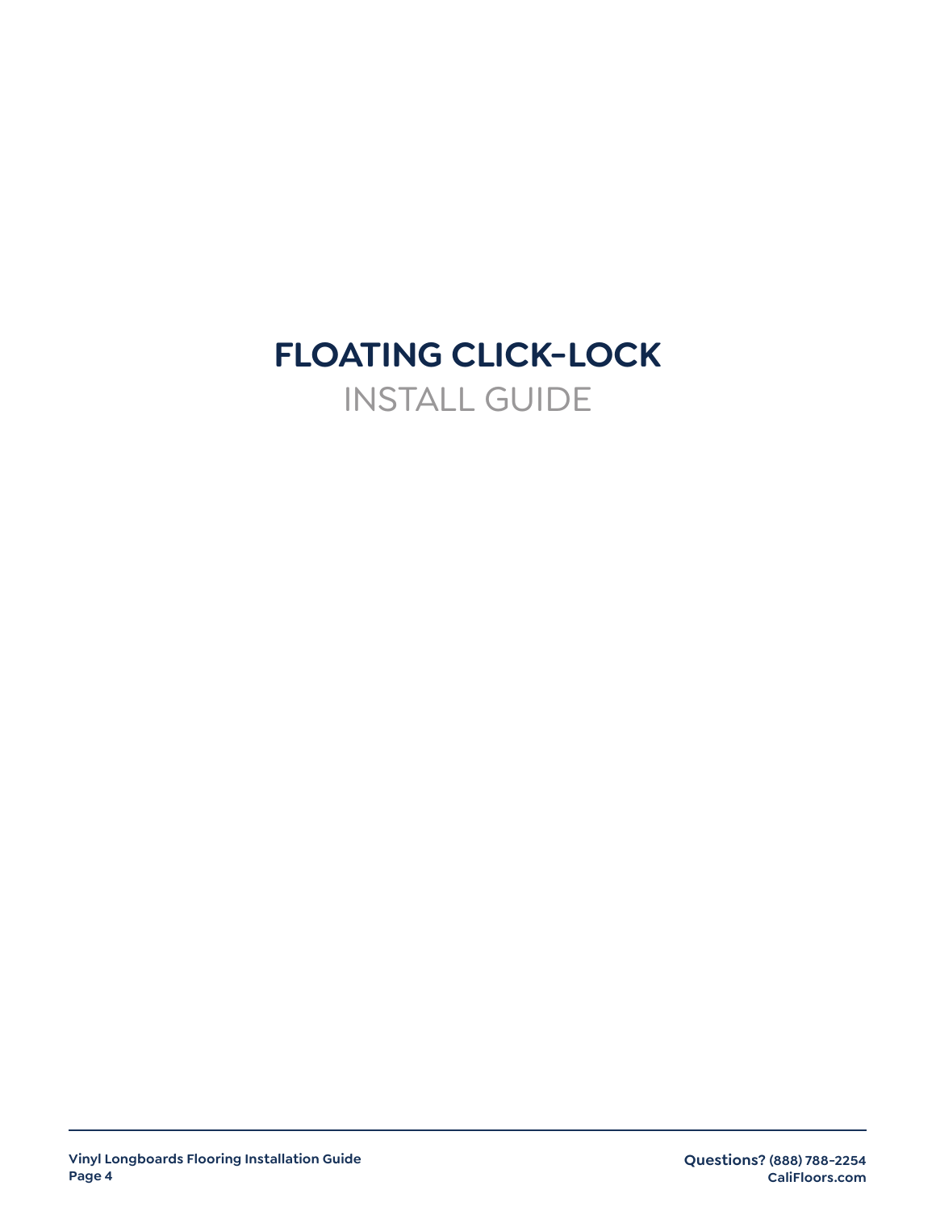# FLOATING CLICK-LOCK

## INSTALL GUIDE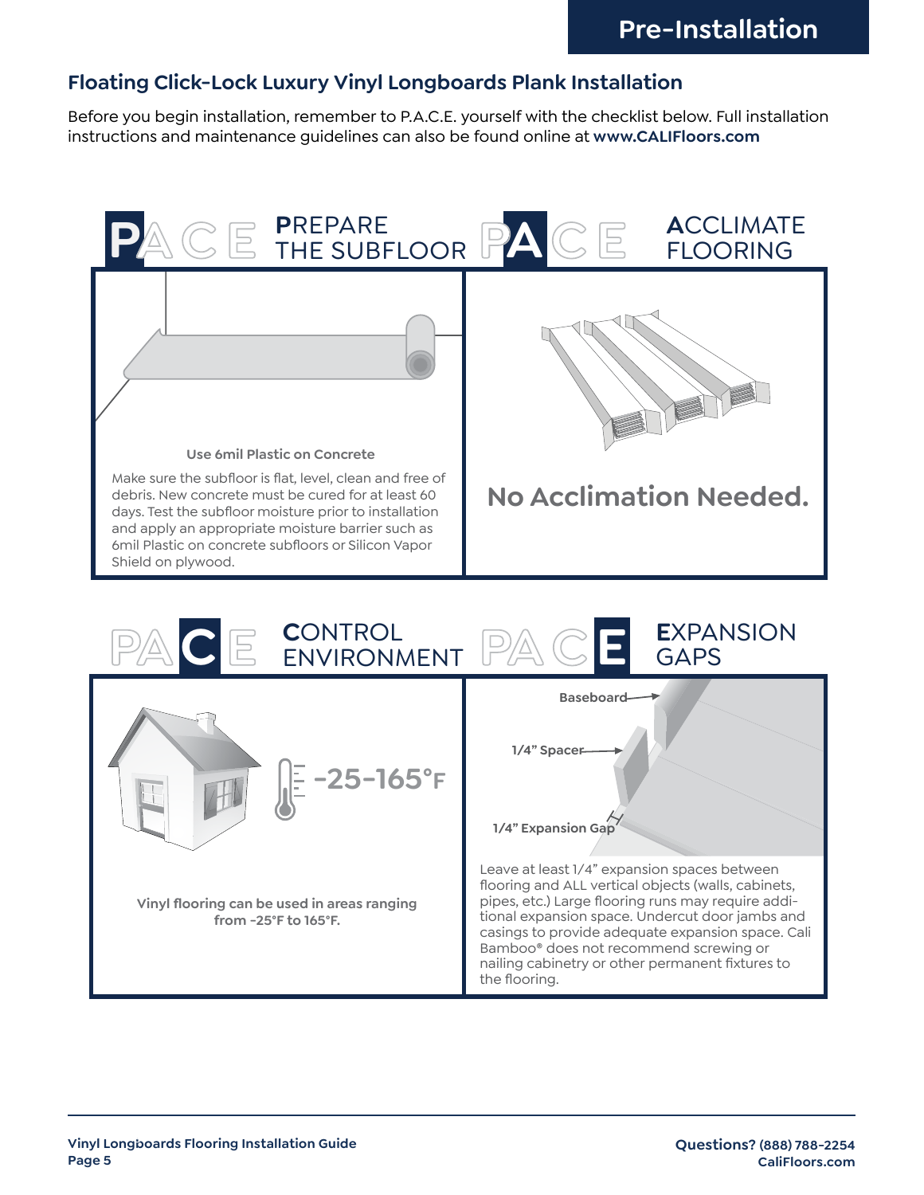# Pre-Installation

## Floating Click-Lock Luxury Vinyl Longboards Plank Installation

Before you begin installation, remember to P.A.C.E. yourself with the checklist below. Full installation instructions and maintenance guidelines can also be found online at **www.CALIFloors.com**

### PREPARE THE SUBFLOOR

**Use 6mil Plastic on Concrete**

Make sure the subfloor is flat, level, clean and free of debris. New concrete must be cured for at least 60 days. Test the subfloor moisture prior to installation and apply an appropriate moisture barrier such as 6mil Plastic on concrete subfloors or Silicon Vapor Shield on plywood.

### ACCLIMATE FLOORING

**No Acclimation Needed.**

### CONTROL ENVIRONMENT

**-25-165°F**

**Vinyl flooring can be used in areas ranging from -25°F to 165°F.**

### EXPANSION GAPS

Baseboard

1/4" Spacer

1/4" Expansion Gap

Leave at least 1/4" expansion spaces between flooring and ALL vertical objects (walls, cabinets, pipes, etc.) Large flooring runs may require additional expansion space. Undercut door jambs and casings to provide adequate expansion space. Cali Bamboo® does not recommend screwing or nailing cabinetry or other permanent fixtures to the flooring.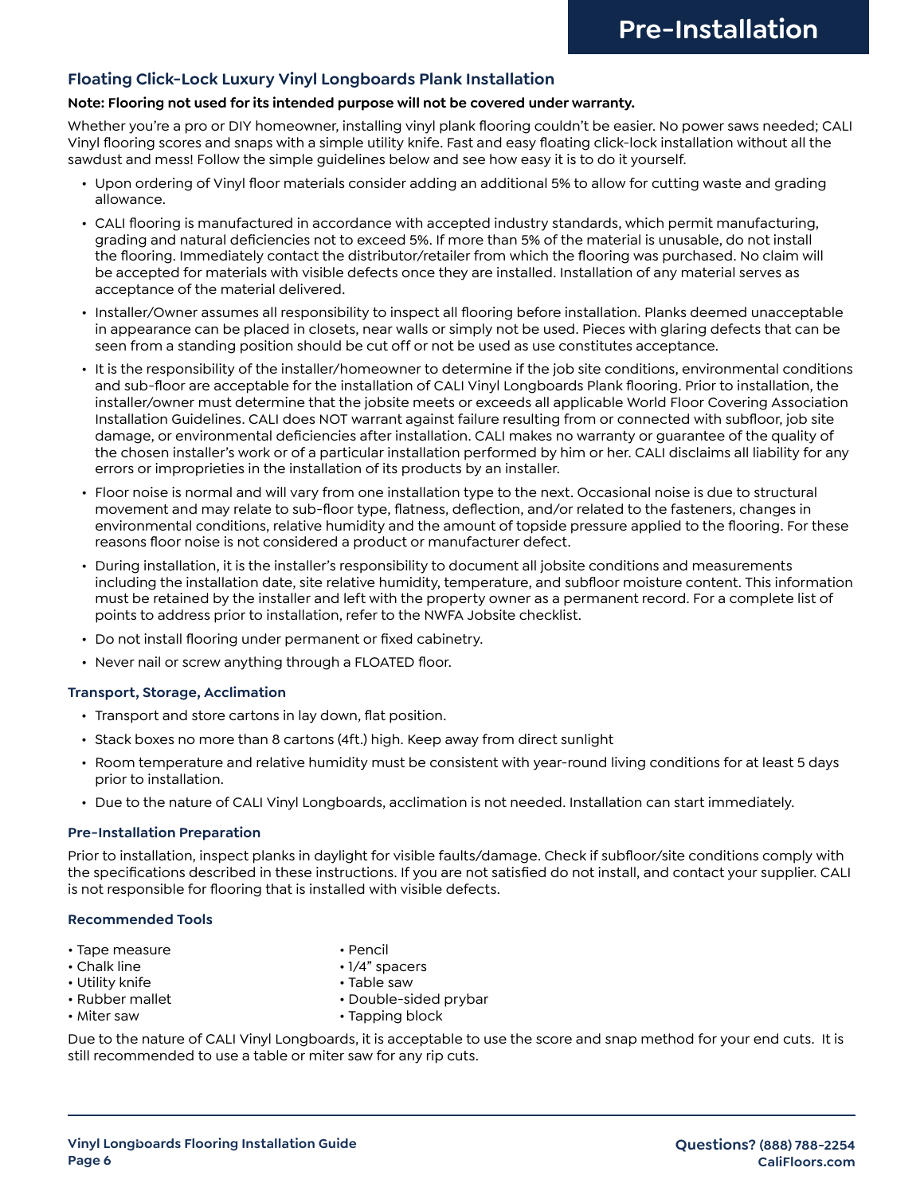# Pre-Installation

## Floating Click-Lock Luxury Vinyl Longboards Plank Installation

**Note: Flooring not used for its intended purpose will not be covered under warranty.**

Whether you're a pro or DIY homeowner, installing vinyl plank flooring couldn't be easier. No power saws needed; CALI Vinyl flooring scores and snaps with a simple utility knife. Fast and easy floating click-lock installation without all the sawdust and mess! Follow the simple guidelines below and see how easy it is to do it yourself.

- Upon ordering of Vinyl floor materials consider adding an additional 5% to allow for cutting waste and grading allowance.
- CALI flooring is manufactured in accordance with accepted industry standards, which permit manufacturing, grading and natural deficiencies not to exceed 5%. If more than 5% of the material is unusable, do not install the flooring. Immediately contact the distributor/retailer from which the flooring was purchased. No claim will be accepted for materials with visible defects once they are installed. Installation of any material serves as acceptance of the material delivered.
- Installer/Owner assumes all responsibility to inspect all flooring before installation. Planks deemed unacceptable in appearance can be placed in closets, near walls or simply not be used. Pieces with glaring defects that can be seen from a standing position should be cut off or not be used as use constitutes acceptance.
- It is the responsibility of the installer/homeowner to determine if the job site conditions, environmental conditions and sub-floor are acceptable for the installation of CALI Vinyl Longboards Plank flooring. Prior to installation, the installer/owner must determine that the jobsite meets or exceeds all applicable World Floor Covering Association Installation Guidelines. CALI does NOT warrant against failure resulting from or connected with subfloor, job site damage, or environmental deficiencies after installation. CALI makes no warranty or guarantee of the quality of the chosen installer's work or of a particular installation performed by him or her. CALI disclaims all liability for any errors or improprieties in the installation of its products by an installer.
- Floor noise is normal and will vary from one installation type to the next. Occasional noise is due to structural movement and may relate to sub-floor type, flatness, deflection, and/or related to the fasteners, changes in environmental conditions, relative humidity and the amount of topside pressure applied to the flooring. For these reasons floor noise is not considered a product or manufacturer defect.
- During installation, it is the installer's responsibility to document all jobsite conditions and measurements including the installation date, site relative humidity, temperature, and subfloor moisture content. This information must be retained by the installer and left with the property owner as a permanent record. For a complete list of points to address prior to installation, refer to the NWFA Jobsite checklist.
- Do not install flooring under permanent or fixed cabinetry.
- Never nail or screw anything through a FLOATED floor.

### Transport, Storage, Acclimation

- Transport and store cartons in lay down, flat position.
- Stack boxes no more than 8 cartons (4ft.) high. Keep away from direct sunlight
- Room temperature and relative humidity must be consistent with year-round living conditions for at least 5 days prior to installation.
- Due to the nature of CALI Vinyl Longboards, acclimation is not needed. Installation can start immediately.

### Pre-Installation Preparation

Prior to installation, inspect planks in daylight for visible faults/damage. Check if subfloor/site conditions comply with the specifications described in these instructions. If you are not satisfied do not install, and contact your supplier. CALI is not responsible for flooring that is installed with visible defects.

### Recommended Tools

- Tape measure
- Chalk line
- Utility knife
- Rubber mallet
- Miter saw
- Pencil
- 1/4" spacers
- Table saw
- Double-sided prybar
- Tapping block

Due to the nature of CALI Vinyl Longboards, it is acceptable to use the score and snap method for your end cuts. It is still recommended to use a table or miter saw for any rip cuts.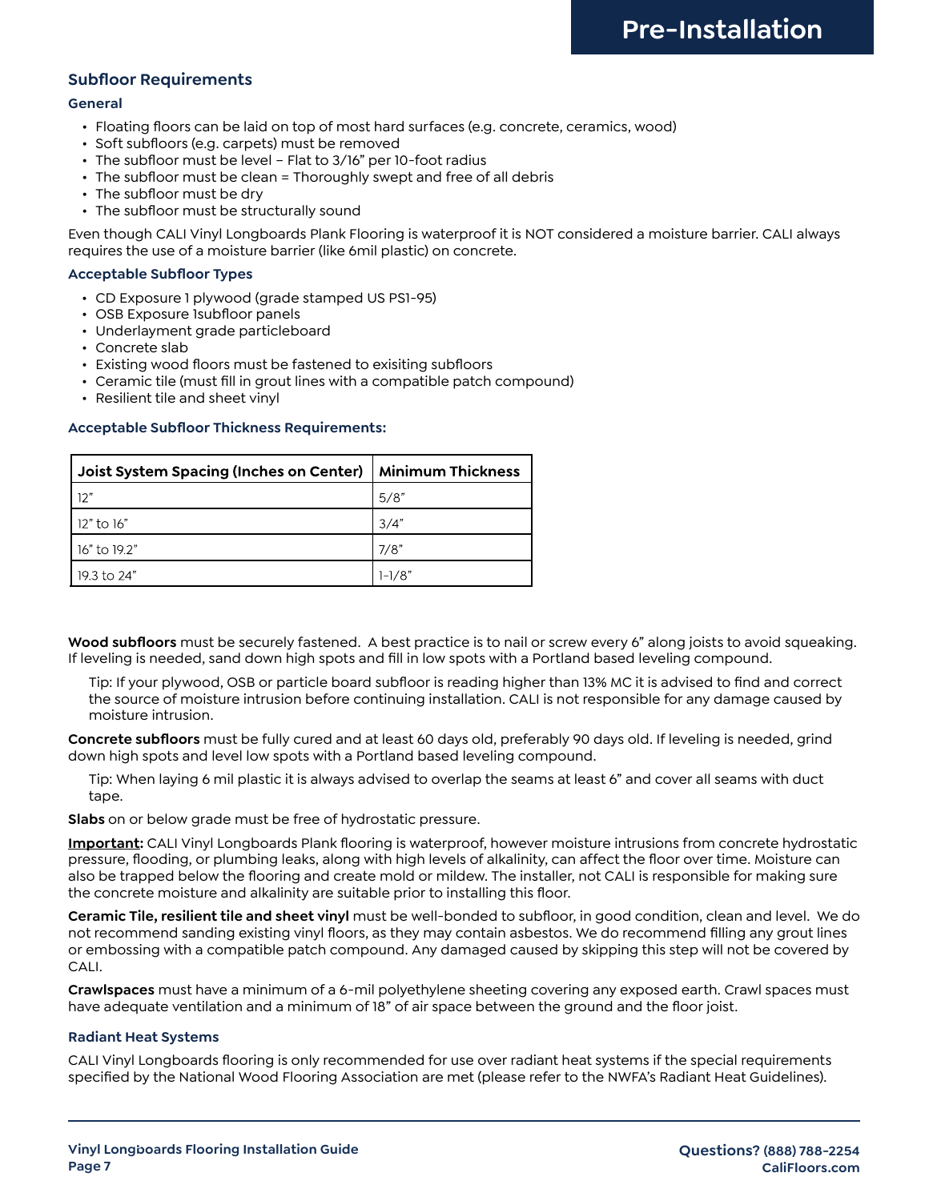# Pre-Installation

## Subfloor Requirements

### General

- Floating floors can be laid on top of most hard surfaces (e.g. concrete, ceramics, wood)
- Soft subfloors (e.g. carpets) must be removed
- The subfloor must be level – Flat to 3/16" per 10-foot radius
- The subfloor must be clean = Thoroughly swept and free of all debris
- The subfloor must be dry
- The subfloor must be structurally sound

Even though CALI Vinyl Longboards Plank Flooring is waterproof it is NOT considered a moisture barrier. CALI always requires the use of a moisture barrier (like 6mil plastic) on concrete.

### Acceptable Subfloor Types

- CD Exposure 1 plywood (grade stamped US PS1-95)
- OSB Exposure 1subfloor panels
- Underlayment grade particleboard
- Concrete slab
- Existing wood floors must be fastened to exisiting subfloors
- Ceramic tile (must fill in grout lines with a compatible patch compound)
- Resilient tile and sheet vinyl

### Acceptable Subfloor Thickness Requirements:

| Joist System Spacing (Inches on Center) | Minimum Thickness |
|---|---|
| 12" | 5/8" |
| 12" to 16" | 3/4" |
| 16" to 19.2" | 7/8" |
| 19.3 to 24" | 1-1/8" |

**Wood subfloors** must be securely fastened. A best practice is to nail or screw every 6" along joists to avoid squeaking. If leveling is needed, sand down high spots and fill in low spots with a Portland based leveling compound.

Tip: If your plywood, OSB or particle board subfloor is reading higher than 13% MC it is advised to find and correct the source of moisture intrusion before continuing installation. CALI is not responsible for any damage caused by moisture intrusion.

**Concrete subfloors** must be fully cured and at least 60 days old, preferably 90 days old. If leveling is needed, grind down high spots and level low spots with a Portland based leveling compound.

Tip: When laying 6 mil plastic it is always advised to overlap the seams at least 6" and cover all seams with duct tape.

**Slabs** on or below grade must be free of hydrostatic pressure.

**Important:** CALI Vinyl Longboards Plank flooring is waterproof, however moisture intrusions from concrete hydrostatic pressure, flooding, or plumbing leaks, along with high levels of alkalinity, can affect the floor over time. Moisture can also be trapped below the flooring and create mold or mildew. The installer, not CALI is responsible for making sure the concrete moisture and alkalinity are suitable prior to installing this floor.

**Ceramic Tile, resilient tile and sheet vinyl** must be well-bonded to subfloor, in good condition, clean and level. We do not recommend sanding existing vinyl floors, as they may contain asbestos. We do recommend filling any grout lines or embossing with a compatible patch compound. Any damaged caused by skipping this step will not be covered by CALI.

**Crawlspaces** must have a minimum of a 6-mil polyethylene sheeting covering any exposed earth. Crawl spaces must have adequate ventilation and a minimum of 18" of air space between the ground and the floor joist.

### Radiant Heat Systems

CALI Vinyl Longboards flooring is only recommended for use over radiant heat systems if the special requirements specified by the National Wood Flooring Association are met (please refer to the NWFA's Radiant Heat Guidelines).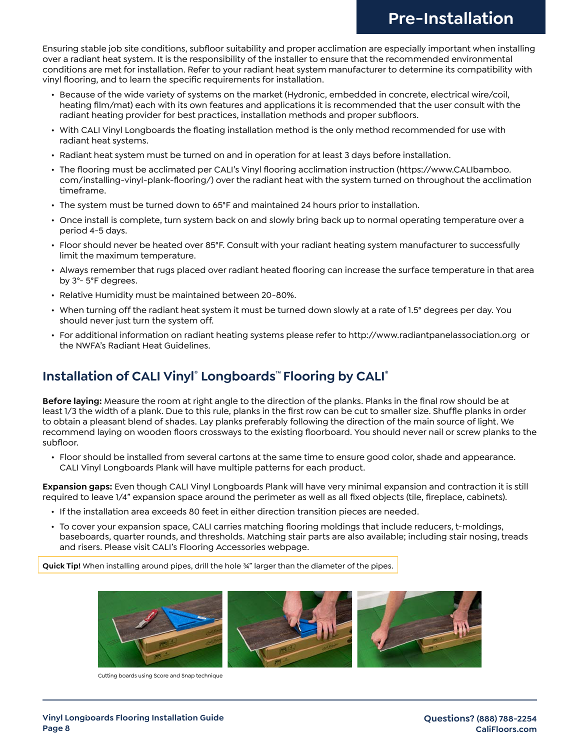# Pre-Installation

Ensuring stable job site conditions, subfloor suitability and proper acclimation are especially important when installing over a radiant heat system. It is the responsibility of the installer to ensure that the recommended environmental conditions are met for installation. Refer to your radiant heat system manufacturer to determine its compatibility with vinyl flooring, and to learn the specific requirements for installation.

- Because of the wide variety of systems on the market (Hydronic, embedded in concrete, electrical wire/coil, heating film/mat) each with its own features and applications it is recommended that the user consult with the radiant heating provider for best practices, installation methods and proper subfloors.
- With CALI Vinyl Longboards the floating installation method is the only method recommended for use with radiant heat systems.
- Radiant heat system must be turned on and in operation for at least 3 days before installation.
- The flooring must be acclimated per CALI's Vinyl flooring acclimation instruction (https://www.CALIbamboo.com/installing-vinyl-plank-flooring/) over the radiant heat with the system turned on throughout the acclimation timeframe.
- The system must be turned down to 65°F and maintained 24 hours prior to installation.
- Once install is complete, turn system back on and slowly bring back up to normal operating temperature over a period 4-5 days.
- Floor should never be heated over 85°F. Consult with your radiant heating system manufacturer to successfully limit the maximum temperature.
- Always remember that rugs placed over radiant heated flooring can increase the surface temperature in that area by 3°- 5°F degrees.
- Relative Humidity must be maintained between 20-80%.
- When turning off the radiant heat system it must be turned down slowly at a rate of 1.5° degrees per day. You should never just turn the system off.
- For additional information on radiant heating systems please refer to http://www.radiantpanelassociation.org or the NWFA's Radiant Heat Guidelines.

## Installation of CALI Vinyl® Longboards™ Flooring by CALI®

**Before laying:** Measure the room at right angle to the direction of the planks. Planks in the final row should be at least 1/3 the width of a plank. Due to this rule, planks in the first row can be cut to smaller size. Shuffle planks in order to obtain a pleasant blend of shades. Lay planks preferably following the direction of the main source of light. We recommend laying on wooden floors crossways to the existing floorboard. You should never nail or screw planks to the subfloor.

- Floor should be installed from several cartons at the same time to ensure good color, shade and appearance. CALI Vinyl Longboards Plank will have multiple patterns for each product.

**Expansion gaps:** Even though CALI Vinyl Longboards Plank will have very minimal expansion and contraction it is still required to leave 1/4" expansion space around the perimeter as well as all fixed objects (tile, fireplace, cabinets).

- If the installation area exceeds 80 feet in either direction transition pieces are needed.
- To cover your expansion space, CALI carries matching flooring moldings that include reducers, t-moldings, baseboards, quarter rounds, and thresholds. Matching stair parts are also available; including stair nosing, treads and risers. Please visit CALI's Flooring Accessories webpage.

**Quick Tip!** When installing around pipes, drill the hole ¾" larger than the diameter of the pipes.

Cutting boards using Score and Snap technique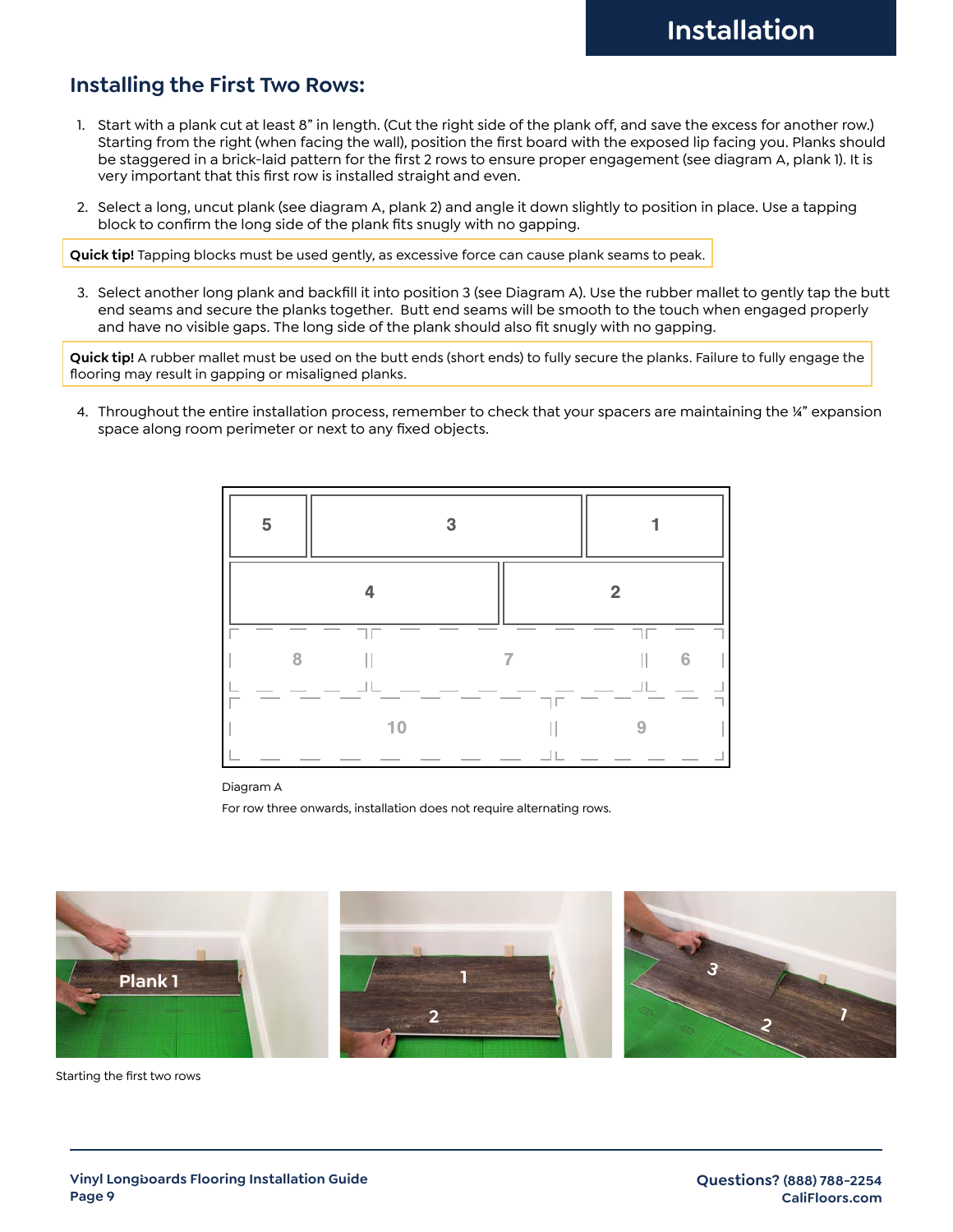## Installing the First Two Rows:

1. Start with a plank cut at least 8” in length. (Cut the right side of the plank off, and save the excess for another row.) Starting from the right (when facing the wall), position the first board with the exposed lip facing you. Planks should be staggered in a brick-laid pattern for the first 2 rows to ensure proper engagement (see diagram A, plank 1). It is very important that this first row is installed straight and even.

2. Select a long, uncut plank (see diagram A, plank 2) and angle it down slightly to position in place. Use a tapping block to confirm the long side of the plank fits snugly with no gapping.

**Quick tip!** Tapping blocks must be used gently, as excessive force can cause plank seams to peak.

3. Select another long plank and backfill it into position 3 (see Diagram A). Use the rubber mallet to gently tap the butt end seams and secure the planks together. Butt end seams will be smooth to the touch when engaged properly and have no visible gaps. The long side of the plank should also fit snugly with no gapping.

**Quick tip!** A rubber mallet must be used on the butt ends (short ends) to fully secure the planks. Failure to fully engage the flooring may result in gapping or misaligned planks.

4. Throughout the entire installation process, remember to check that your spacers are maintaining the ¼” expansion space along room perimeter or next to any fixed objects.

Diagram A

For row three onwards, installation does not require alternating rows.

Starting the first two rows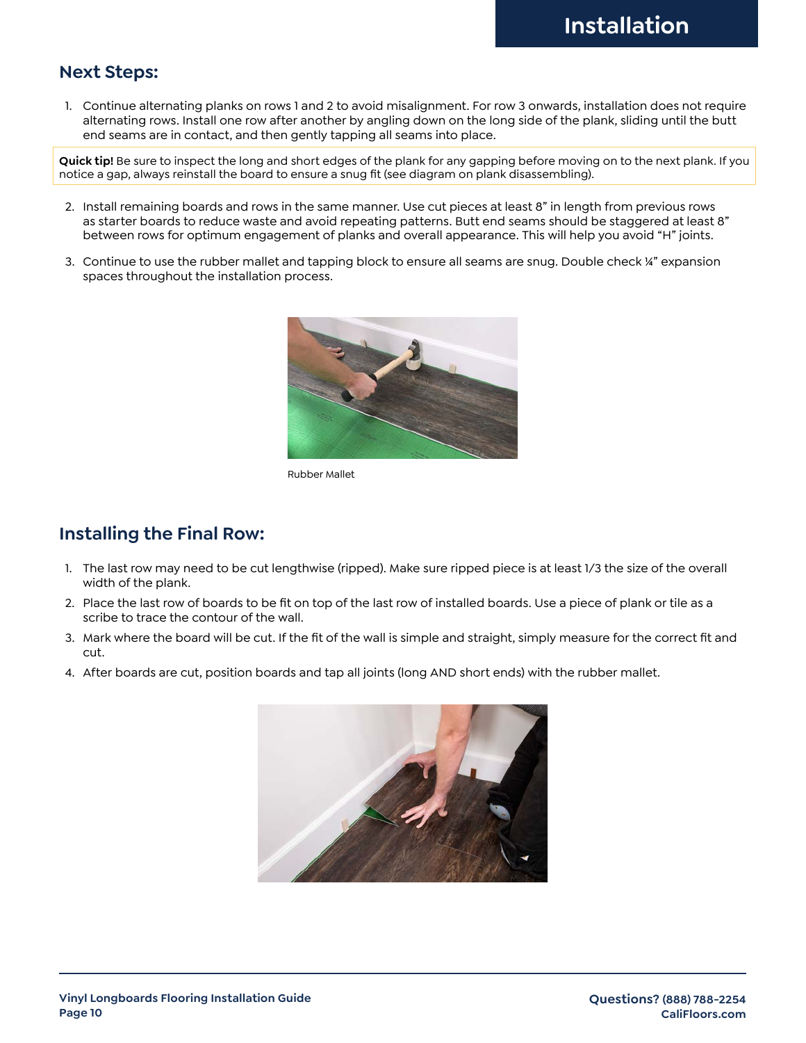## Next Steps:

1. Continue alternating planks on rows 1 and 2 to avoid misalignment. For row 3 onwards, installation does not require alternating rows. Install one row after another by angling down on the long side of the plank, sliding until the butt end seams are in contact, and then gently tapping all seams into place.

**Quick tip!** Be sure to inspect the long and short edges of the plank for any gapping before moving on to the next plank. If you notice a gap, always reinstall the board to ensure a snug fit (see diagram on plank disassembling).

2. Install remaining boards and rows in the same manner. Use cut pieces at least 8” in length from previous rows as starter boards to reduce waste and avoid repeating patterns. Butt end seams should be staggered at least 8” between rows for optimum engagement of planks and overall appearance. This will help you avoid “H” joints.
3. Continue to use the rubber mallet and tapping block to ensure all seams are snug. Double check ¼” expansion spaces throughout the installation process.

Rubber Mallet

## Installing the Final Row:

1. The last row may need to be cut lengthwise (ripped). Make sure ripped piece is at least 1/3 the size of the overall width of the plank.
2. Place the last row of boards to be fit on top of the last row of installed boards. Use a piece of plank or tile as a scribe to trace the contour of the wall.
3. Mark where the board will be cut. If the fit of the wall is simple and straight, simply measure for the correct fit and cut.
4. After boards are cut, position boards and tap all joints (long AND short ends) with the rubber mallet.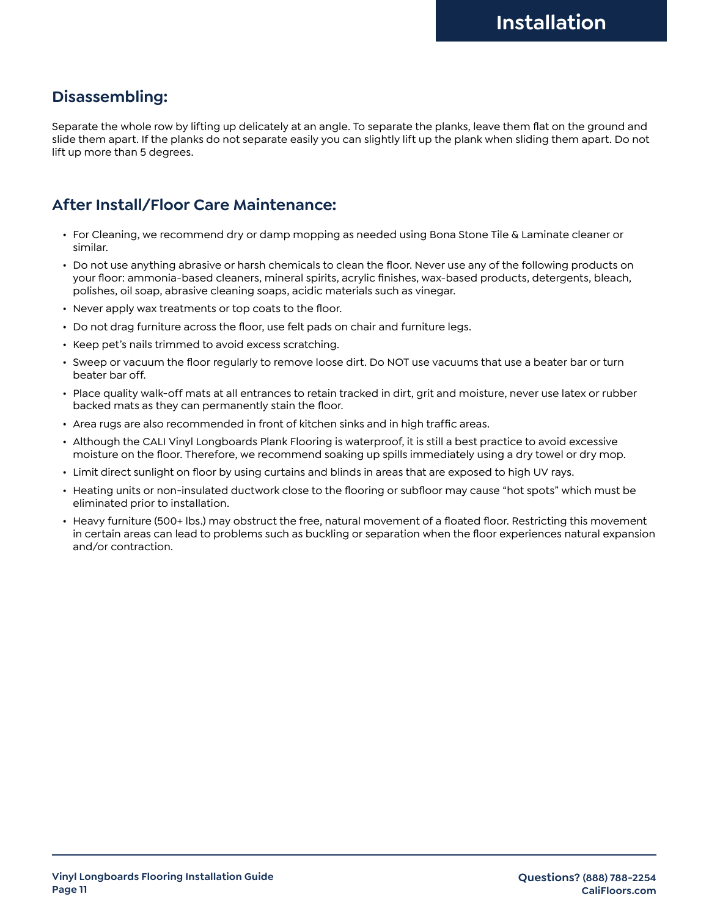## Disassembling:

Separate the whole row by lifting up delicately at an angle. To separate the planks, leave them flat on the ground and slide them apart. If the planks do not separate easily you can slightly lift up the plank when sliding them apart. Do not lift up more than 5 degrees.

## After Install/Floor Care Maintenance:

- For Cleaning, we recommend dry or damp mopping as needed using Bona Stone Tile & Laminate cleaner or similar.
- Do not use anything abrasive or harsh chemicals to clean the floor. Never use any of the following products on your floor: ammonia-based cleaners, mineral spirits, acrylic finishes, wax-based products, detergents, bleach, polishes, oil soap, abrasive cleaning soaps, acidic materials such as vinegar.
- Never apply wax treatments or top coats to the floor.
- Do not drag furniture across the floor, use felt pads on chair and furniture legs.
- Keep pet's nails trimmed to avoid excess scratching.
- Sweep or vacuum the floor regularly to remove loose dirt. Do NOT use vacuums that use a beater bar or turn beater bar off.
- Place quality walk-off mats at all entrances to retain tracked in dirt, grit and moisture, never use latex or rubber backed mats as they can permanently stain the floor.
- Area rugs are also recommended in front of kitchen sinks and in high traffic areas.
- Although the CALI Vinyl Longboards Plank Flooring is waterproof, it is still a best practice to avoid excessive moisture on the floor. Therefore, we recommend soaking up spills immediately using a dry towel or dry mop.
- Limit direct sunlight on floor by using curtains and blinds in areas that are exposed to high UV rays.
- Heating units or non-insulated ductwork close to the flooring or subfloor may cause "hot spots" which must be eliminated prior to installation.
- Heavy furniture (500+ lbs.) may obstruct the free, natural movement of a floated floor. Restricting this movement in certain areas can lead to problems such as buckling or separation when the floor experiences natural expansion and/or contraction.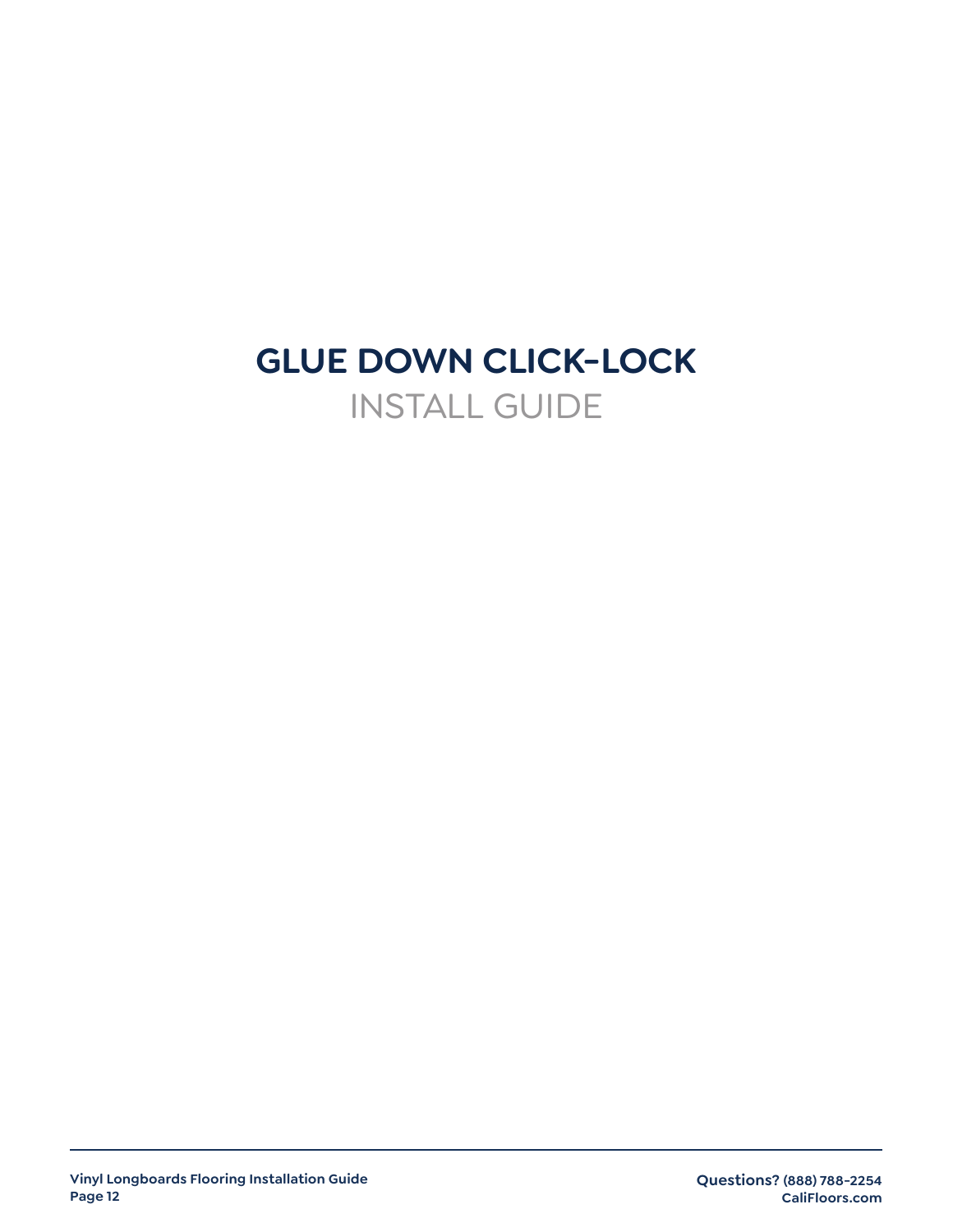# GLUE DOWN CLICK-LOCK

## INSTALL GUIDE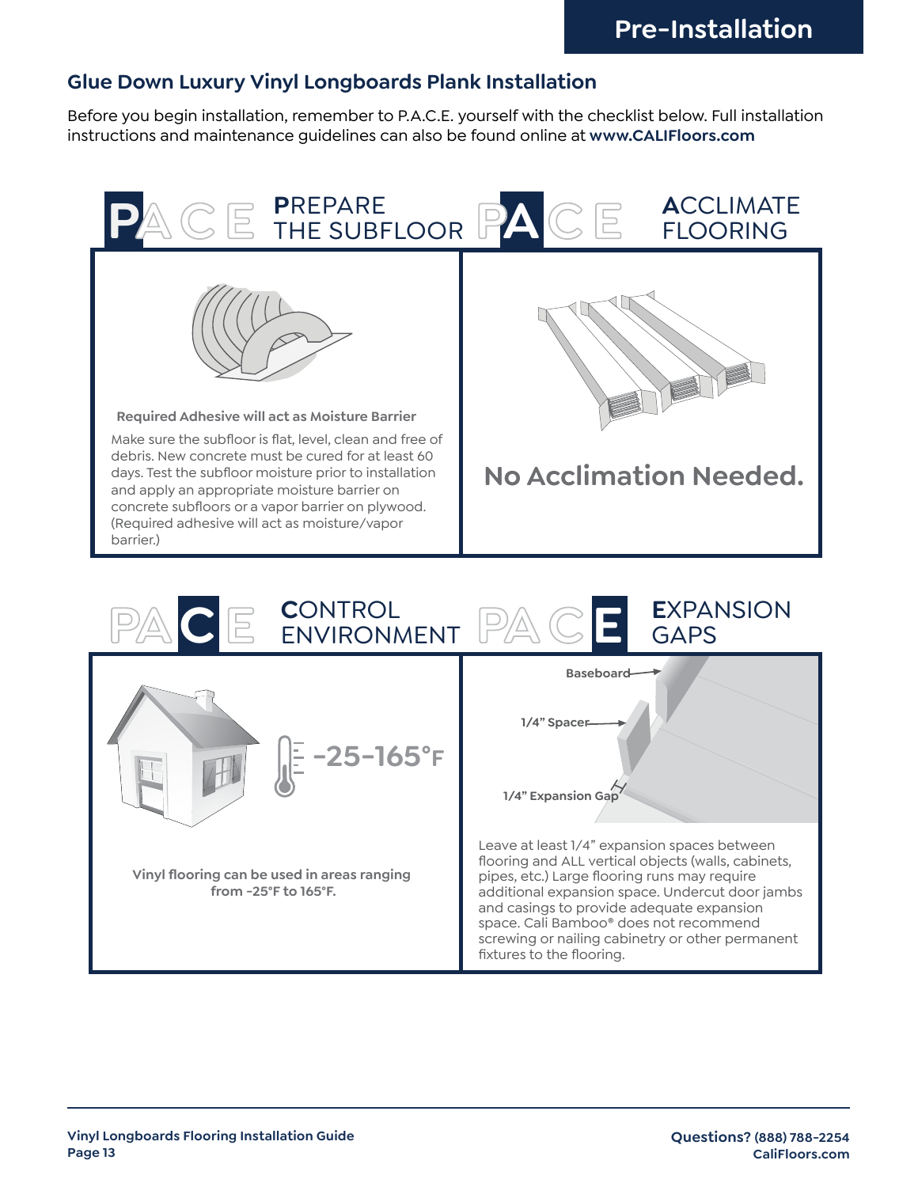# Pre-Installation

## Glue Down Luxury Vinyl Longboards Plank Installation

Before you begin installation, remember to P.A.C.E. yourself with the checklist below. Full installation instructions and maintenance guidelines can also be found online at **www.CALIFloors.com**

### PACE — PREPARE THE SUBFLOOR

**Required Adhesive will act as Moisture Barrier**

Make sure the subfloor is flat, level, clean and free of debris. New concrete must be cured for at least 60 days. Test the subfloor moisture prior to installation and apply an appropriate moisture barrier on concrete subfloors or a vapor barrier on plywood. (Required adhesive will act as moisture/vapor barrier.)

### PACE — ACCLIMATE FLOORING

**No Acclimation Needed.**

### PACE — CONTROL ENVIRONMENT

-25-165°F

**Vinyl flooring can be used in areas ranging from -25°F to 165°F.**

### PACE — EXPANSION GAPS

Baseboard

1/4" Spacer

1/4" Expansion Gap

Leave at least 1/4" expansion spaces between flooring and ALL vertical objects (walls, cabinets, pipes, etc.) Large flooring runs may require additional expansion space. Undercut door jambs and casings to provide adequate expansion space. Cali Bamboo® does not recommend screwing or nailing cabinetry or other permanent fixtures to the flooring.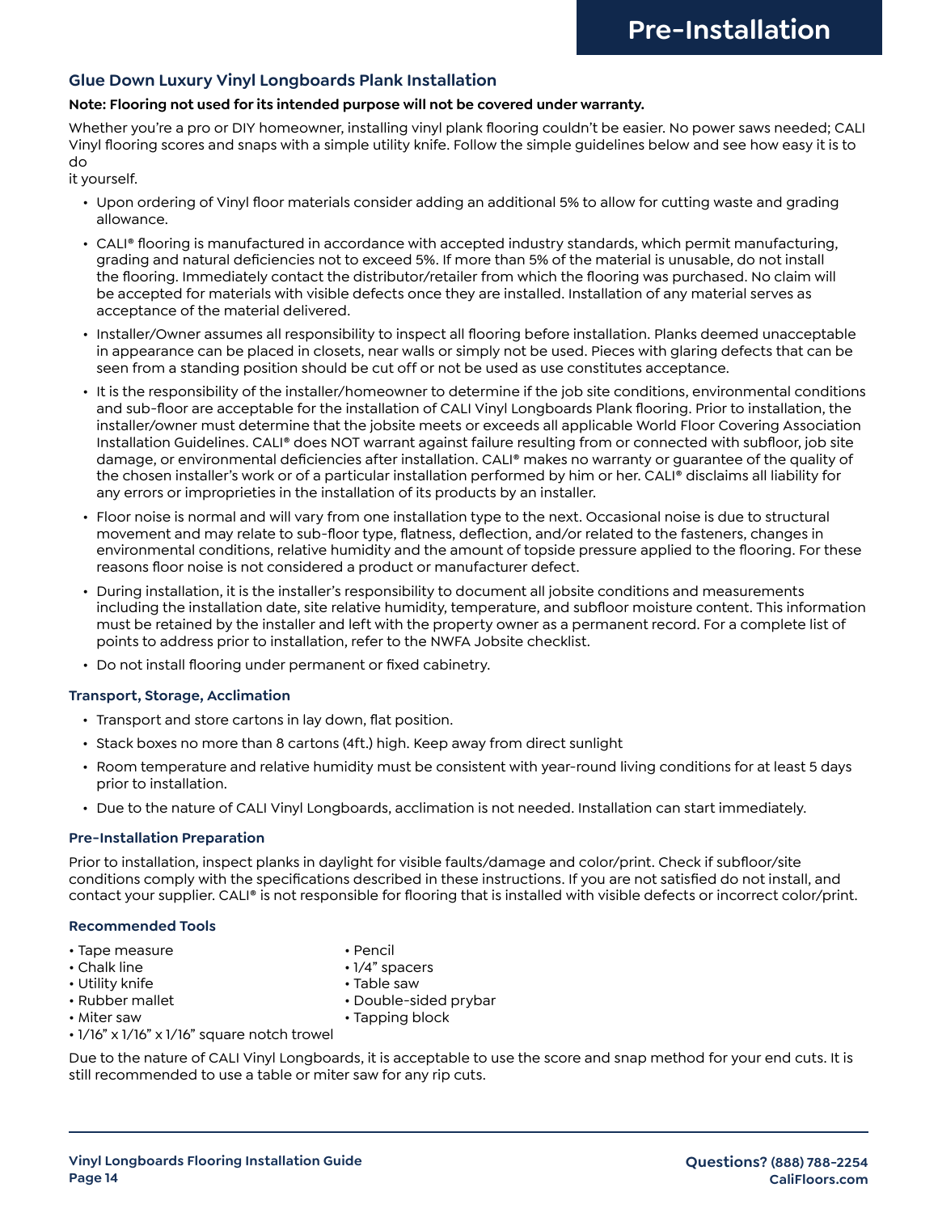# Pre-Installation

## Glue Down Luxury Vinyl Longboards Plank Installation

**Note: Flooring not used for its intended purpose will not be covered under warranty.**

Whether you're a pro or DIY homeowner, installing vinyl plank flooring couldn't be easier. No power saws needed; CALI Vinyl flooring scores and snaps with a simple utility knife. Follow the simple guidelines below and see how easy it is to do
it yourself.

- Upon ordering of Vinyl floor materials consider adding an additional 5% to allow for cutting waste and grading allowance.
- CALI® flooring is manufactured in accordance with accepted industry standards, which permit manufacturing, grading and natural deficiencies not to exceed 5%. If more than 5% of the material is unusable, do not install the flooring. Immediately contact the distributor/retailer from which the flooring was purchased. No claim will be accepted for materials with visible defects once they are installed. Installation of any material serves as acceptance of the material delivered.
- Installer/Owner assumes all responsibility to inspect all flooring before installation. Planks deemed unacceptable in appearance can be placed in closets, near walls or simply not be used. Pieces with glaring defects that can be seen from a standing position should be cut off or not be used as use constitutes acceptance.
- It is the responsibility of the installer/homeowner to determine if the job site conditions, environmental conditions and sub-floor are acceptable for the installation of CALI Vinyl Longboards Plank flooring. Prior to installation, the installer/owner must determine that the jobsite meets or exceeds all applicable World Floor Covering Association Installation Guidelines. CALI® does NOT warrant against failure resulting from or connected with subfloor, job site damage, or environmental deficiencies after installation. CALI® makes no warranty or guarantee of the quality of the chosen installer's work or of a particular installation performed by him or her. CALI® disclaims all liability for any errors or improprieties in the installation of its products by an installer.
- Floor noise is normal and will vary from one installation type to the next. Occasional noise is due to structural movement and may relate to sub-floor type, flatness, deflection, and/or related to the fasteners, changes in environmental conditions, relative humidity and the amount of topside pressure applied to the flooring. For these reasons floor noise is not considered a product or manufacturer defect.
- During installation, it is the installer's responsibility to document all jobsite conditions and measurements including the installation date, site relative humidity, temperature, and subfloor moisture content. This information must be retained by the installer and left with the property owner as a permanent record. For a complete list of points to address prior to installation, refer to the NWFA Jobsite checklist.
- Do not install flooring under permanent or fixed cabinetry.

### Transport, Storage, Acclimation

- Transport and store cartons in lay down, flat position.
- Stack boxes no more than 8 cartons (4ft.) high. Keep away from direct sunlight
- Room temperature and relative humidity must be consistent with year-round living conditions for at least 5 days prior to installation.
- Due to the nature of CALI Vinyl Longboards, acclimation is not needed. Installation can start immediately.

### Pre-Installation Preparation

Prior to installation, inspect planks in daylight for visible faults/damage and color/print. Check if subfloor/site conditions comply with the specifications described in these instructions. If you are not satisfied do not install, and contact your supplier. CALI® is not responsible for flooring that is installed with visible defects or incorrect color/print.

### Recommended Tools

- Tape measure
- Chalk line
- Utility knife
- Rubber mallet
- Miter saw
- 1/16" x 1/16" x 1/16" square notch trowel
- Pencil
- 1/4" spacers
- Table saw
- Double-sided prybar
- Tapping block

Due to the nature of CALI Vinyl Longboards, it is acceptable to use the score and snap method for your end cuts. It is still recommended to use a table or miter saw for any rip cuts.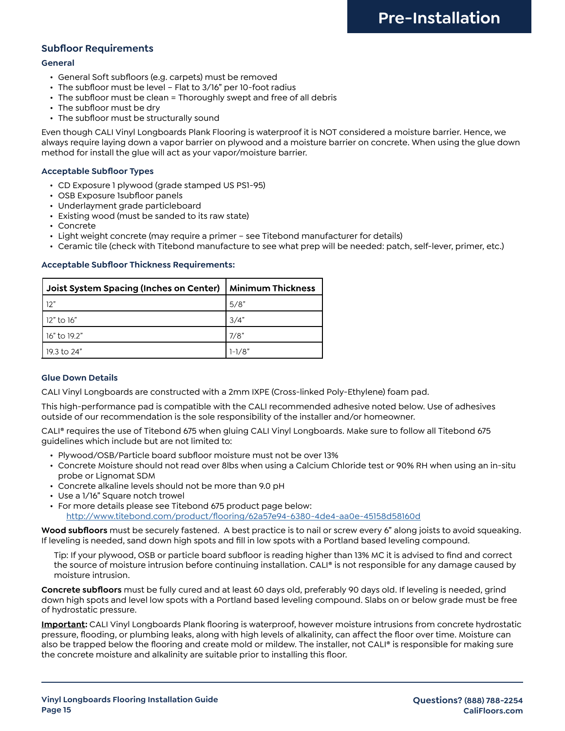# Pre-Installation

## Subfloor Requirements

### General

- General Soft subfloors (e.g. carpets) must be removed
- The subfloor must be level – Flat to 3/16" per 10-foot radius
- The subfloor must be clean = Thoroughly swept and free of all debris
- The subfloor must be dry
- The subfloor must be structurally sound

Even though CALI Vinyl Longboards Plank Flooring is waterproof it is NOT considered a moisture barrier. Hence, we always require laying down a vapor barrier on plywood and a moisture barrier on concrete. When using the glue down method for install the glue will act as your vapor/moisture barrier.

### Acceptable Subfloor Types

- CD Exposure 1 plywood (grade stamped US PS1-95)
- OSB Exposure 1subfloor panels
- Underlayment grade particleboard
- Existing wood (must be sanded to its raw state)
- Concrete
- Light weight concrete (may require a primer – see Titebond manufacturer for details)
- Ceramic tile (check with Titebond manufacture to see what prep will be needed: patch, self-lever, primer, etc.)

### Acceptable Subfloor Thickness Requirements:

| Joist System Spacing (Inches on Center) | Minimum Thickness |
|---|---|
| 12" | 5/8" |
| 12" to 16" | 3/4" |
| 16" to 19.2" | 7/8" |
| 19.3 to 24" | 1-1/8" |

### Glue Down Details

CALI Vinyl Longboards are constructed with a 2mm IXPE (Cross-linked Poly-Ethylene) foam pad.

This high-performance pad is compatible with the CALI recommended adhesive noted below. Use of adhesives outside of our recommendation is the sole responsibility of the installer and/or homeowner.

CALI® requires the use of Titebond 675 when gluing CALI Vinyl Longboards. Make sure to follow all Titebond 675 guidelines which include but are not limited to:

- Plywood/OSB/Particle board subfloor moisture must not be over 13%
- Concrete Moisture should not read over 8lbs when using a Calcium Chloride test or 90% RH when using an in-situ probe or Lignomat SDM
- Concrete alkaline levels should not be more than 9.0 pH
- Use a 1/16" Square notch trowel
- For more details please see Titebond 675 product page below:
  http://www.titebond.com/product/flooring/62a57e94-6380-4de4-aa0e-45158d58160d

**Wood subfloors** must be securely fastened. A best practice is to nail or screw every 6" along joists to avoid squeaking. If leveling is needed, sand down high spots and fill in low spots with a Portland based leveling compound.

> Tip: If your plywood, OSB or particle board subfloor is reading higher than 13% MC it is advised to find and correct the source of moisture intrusion before continuing installation. CALI® is not responsible for any damage caused by moisture intrusion.

**Concrete subfloors** must be fully cured and at least 60 days old, preferably 90 days old. If leveling is needed, grind down high spots and level low spots with a Portland based leveling compound. Slabs on or below grade must be free of hydrostatic pressure.

**Important:** CALI Vinyl Longboards Plank flooring is waterproof, however moisture intrusions from concrete hydrostatic pressure, flooding, or plumbing leaks, along with high levels of alkalinity, can affect the floor over time. Moisture can also be trapped below the flooring and create mold or mildew. The installer, not CALI® is responsible for making sure the concrete moisture and alkalinity are suitable prior to installing this floor.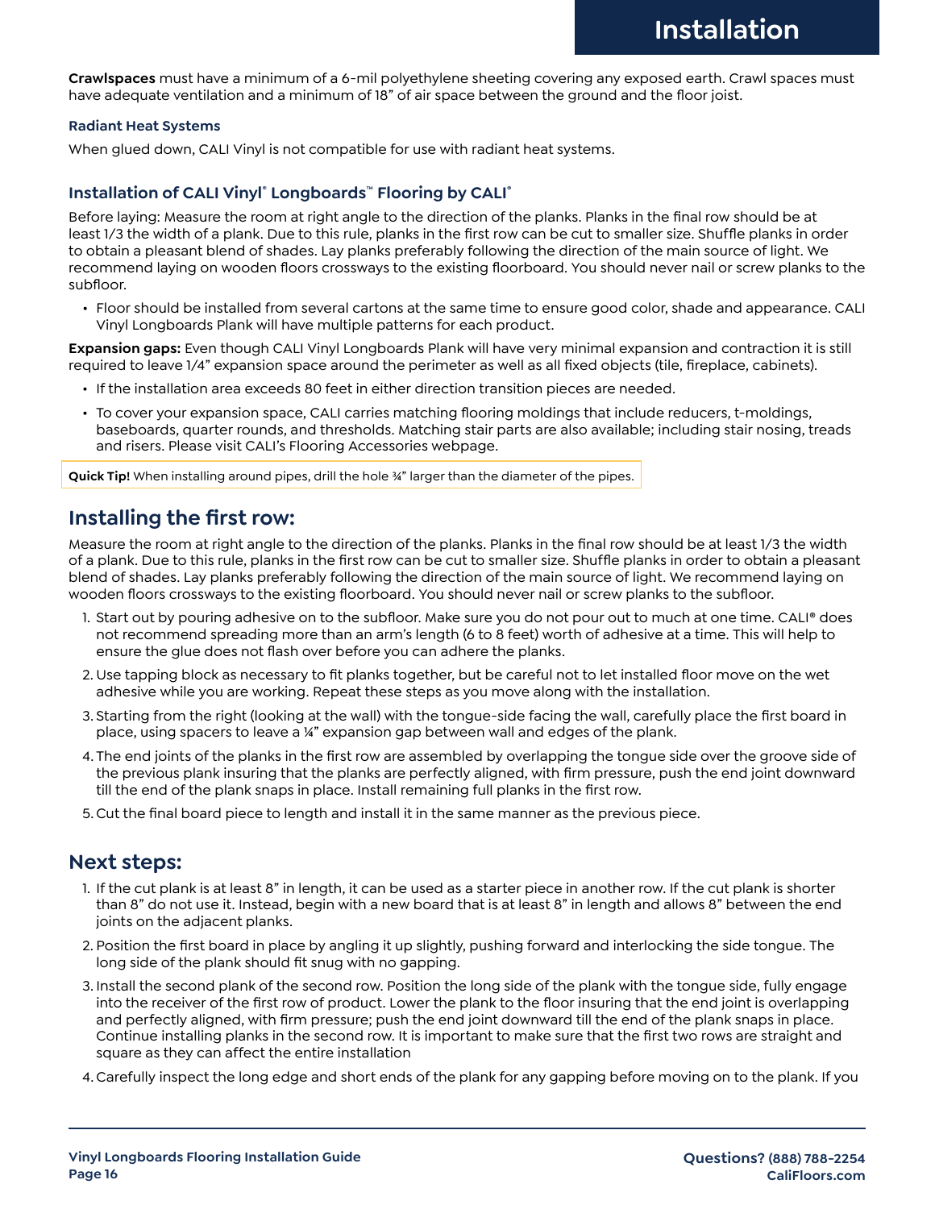**Crawlspaces** must have a minimum of a 6-mil polyethylene sheeting covering any exposed earth. Crawl spaces must have adequate ventilation and a minimum of 18" of air space between the ground and the floor joist.

### Radiant Heat Systems

When glued down, CALI Vinyl is not compatible for use with radiant heat systems.

### Installation of CALI Vinyl® Longboards™ Flooring by CALI®

Before laying: Measure the room at right angle to the direction of the planks. Planks in the final row should be at least 1/3 the width of a plank. Due to this rule, planks in the first row can be cut to smaller size. Shuffle planks in order to obtain a pleasant blend of shades. Lay planks preferably following the direction of the main source of light. We recommend laying on wooden floors crossways to the existing floorboard. You should never nail or screw planks to the subfloor.

- Floor should be installed from several cartons at the same time to ensure good color, shade and appearance. CALI Vinyl Longboards Plank will have multiple patterns for each product.

**Expansion gaps:** Even though CALI Vinyl Longboards Plank will have very minimal expansion and contraction it is still required to leave 1/4" expansion space around the perimeter as well as all fixed objects (tile, fireplace, cabinets).

- If the installation area exceeds 80 feet in either direction transition pieces are needed.
- To cover your expansion space, CALI carries matching flooring moldings that include reducers, t-moldings, baseboards, quarter rounds, and thresholds. Matching stair parts are also available; including stair nosing, treads and risers. Please visit CALI's Flooring Accessories webpage.

**Quick Tip!** When installing around pipes, drill the hole ¾" larger than the diameter of the pipes.

## Installing the first row:

Measure the room at right angle to the direction of the planks. Planks in the final row should be at least 1/3 the width of a plank. Due to this rule, planks in the first row can be cut to smaller size. Shuffle planks in order to obtain a pleasant blend of shades. Lay planks preferably following the direction of the main source of light. We recommend laying on wooden floors crossways to the existing floorboard. You should never nail or screw planks to the subfloor.

1. Start out by pouring adhesive on to the subfloor. Make sure you do not pour out to much at one time. CALI® does not recommend spreading more than an arm's length (6 to 8 feet) worth of adhesive at a time. This will help to ensure the glue does not flash over before you can adhere the planks.
2. Use tapping block as necessary to fit planks together, but be careful not to let installed floor move on the wet adhesive while you are working. Repeat these steps as you move along with the installation.
3. Starting from the right (looking at the wall) with the tongue-side facing the wall, carefully place the first board in place, using spacers to leave a ¼" expansion gap between wall and edges of the plank.
4. The end joints of the planks in the first row are assembled by overlapping the tongue side over the groove side of the previous plank insuring that the planks are perfectly aligned, with firm pressure, push the end joint downward till the end of the plank snaps in place. Install remaining full planks in the first row.
5. Cut the final board piece to length and install it in the same manner as the previous piece.

## Next steps:

1. If the cut plank is at least 8" in length, it can be used as a starter piece in another row. If the cut plank is shorter than 8" do not use it. Instead, begin with a new board that is at least 8" in length and allows 8" between the end joints on the adjacent planks.
2. Position the first board in place by angling it up slightly, pushing forward and interlocking the side tongue. The long side of the plank should fit snug with no gapping.
3. Install the second plank of the second row. Position the long side of the plank with the tongue side, fully engage into the receiver of the first row of product. Lower the plank to the floor insuring that the end joint is overlapping and perfectly aligned, with firm pressure; push the end joint downward till the end of the plank snaps in place. Continue installing planks in the second row. It is important to make sure that the first two rows are straight and square as they can affect the entire installation
4. Carefully inspect the long edge and short ends of the plank for any gapping before moving on to the plank. If you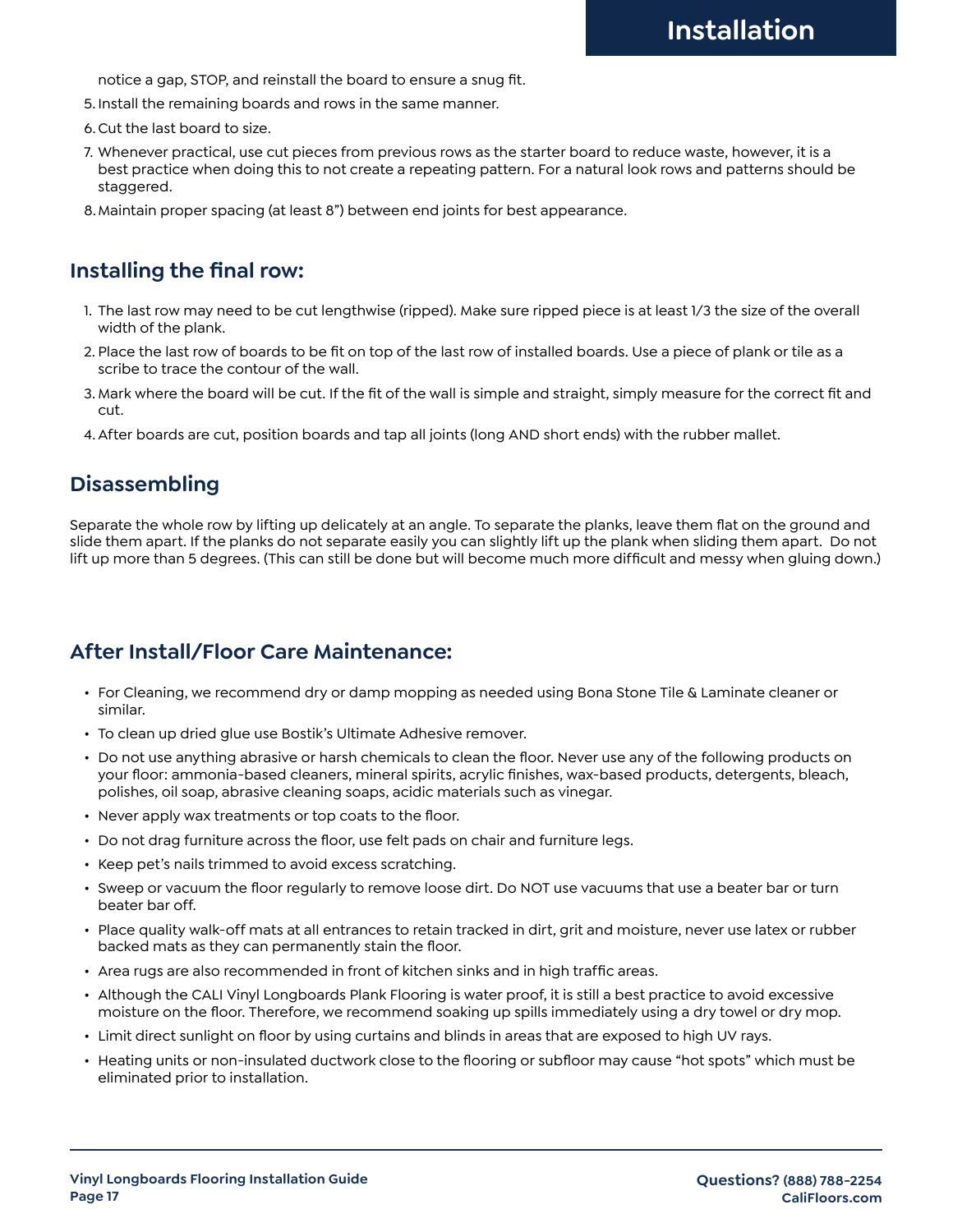notice a gap, STOP, and reinstall the board to ensure a snug fit.

5. Install the remaining boards and rows in the same manner.
6. Cut the last board to size.
7. Whenever practical, use cut pieces from previous rows as the starter board to reduce waste, however, it is a best practice when doing this to not create a repeating pattern. For a natural look rows and patterns should be staggered.
8. Maintain proper spacing (at least 8”) between end joints for best appearance.

## Installing the final row:

1. The last row may need to be cut lengthwise (ripped). Make sure ripped piece is at least 1/3 the size of the overall width of the plank.
2. Place the last row of boards to be fit on top of the last row of installed boards. Use a piece of plank or tile as a scribe to trace the contour of the wall.
3. Mark where the board will be cut. If the fit of the wall is simple and straight, simply measure for the correct fit and cut.
4. After boards are cut, position boards and tap all joints (long AND short ends) with the rubber mallet.

## Disassembling

Separate the whole row by lifting up delicately at an angle. To separate the planks, leave them flat on the ground and slide them apart. If the planks do not separate easily you can slightly lift up the plank when sliding them apart. Do not lift up more than 5 degrees. (This can still be done but will become much more difficult and messy when gluing down.)

## After Install/Floor Care Maintenance:

- For Cleaning, we recommend dry or damp mopping as needed using Bona Stone Tile & Laminate cleaner or similar.
- To clean up dried glue use Bostik’s Ultimate Adhesive remover.
- Do not use anything abrasive or harsh chemicals to clean the floor. Never use any of the following products on your floor: ammonia-based cleaners, mineral spirits, acrylic finishes, wax-based products, detergents, bleach, polishes, oil soap, abrasive cleaning soaps, acidic materials such as vinegar.
- Never apply wax treatments or top coats to the floor.
- Do not drag furniture across the floor, use felt pads on chair and furniture legs.
- Keep pet’s nails trimmed to avoid excess scratching.
- Sweep or vacuum the floor regularly to remove loose dirt. Do NOT use vacuums that use a beater bar or turn beater bar off.
- Place quality walk-off mats at all entrances to retain tracked in dirt, grit and moisture, never use latex or rubber backed mats as they can permanently stain the floor.
- Area rugs are also recommended in front of kitchen sinks and in high traffic areas.
- Although the CALI Vinyl Longboards Plank Flooring is water proof, it is still a best practice to avoid excessive moisture on the floor. Therefore, we recommend soaking up spills immediately using a dry towel or dry mop.
- Limit direct sunlight on floor by using curtains and blinds in areas that are exposed to high UV rays.
- Heating units or non-insulated ductwork close to the flooring or subfloor may cause “hot spots” which must be eliminated prior to installation.